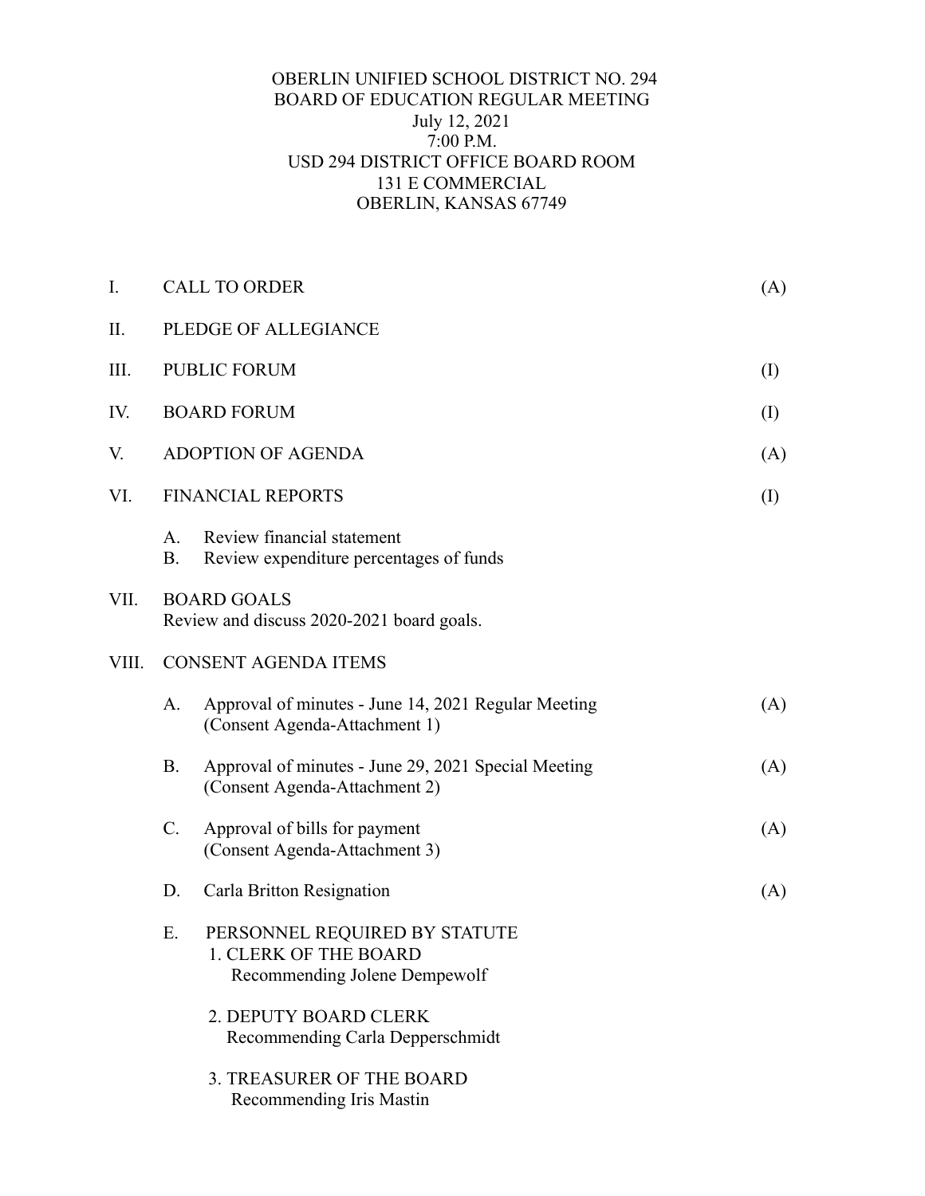OBERLIN UNIFIED SCHOOL DISTRICT NO. 294
BOARD OF EDUCATION REGULAR MEETING
July 12, 2021
7:00 P.M.
USD 294 DISTRICT OFFICE BOARD ROOM
131 E COMMERCIAL
OBERLIN, KANSAS 67749

I. CALL TO ORDER (A)

II. PLEDGE OF ALLEGIANCE

III. PUBLIC FORUM (I)

IV. BOARD FORUM (I)

V. ADOPTION OF AGENDA (A)

VI. FINANCIAL REPORTS (I)

- A. Review financial statement
- B. Review expenditure percentages of funds

VII. BOARD GOALS
Review and discuss 2020-2021 board goals.

VIII. CONSENT AGENDA ITEMS

- A. Approval of minutes - June 14, 2021 Regular Meeting (A)
  (Consent Agenda-Attachment 1)
- B. Approval of minutes - June 29, 2021 Special Meeting (A)
  (Consent Agenda-Attachment 2)
- C. Approval of bills for payment (A)
  (Consent Agenda-Attachment 3)
- D. Carla Britton Resignation (A)
- E. PERSONNEL REQUIRED BY STATUTE
  1. CLERK OF THE BOARD
     Recommending Jolene Dempewolf
  2. DEPUTY BOARD CLERK
     Recommending Carla Depperschmidt
  3. TREASURER OF THE BOARD
     Recommending Iris Mastin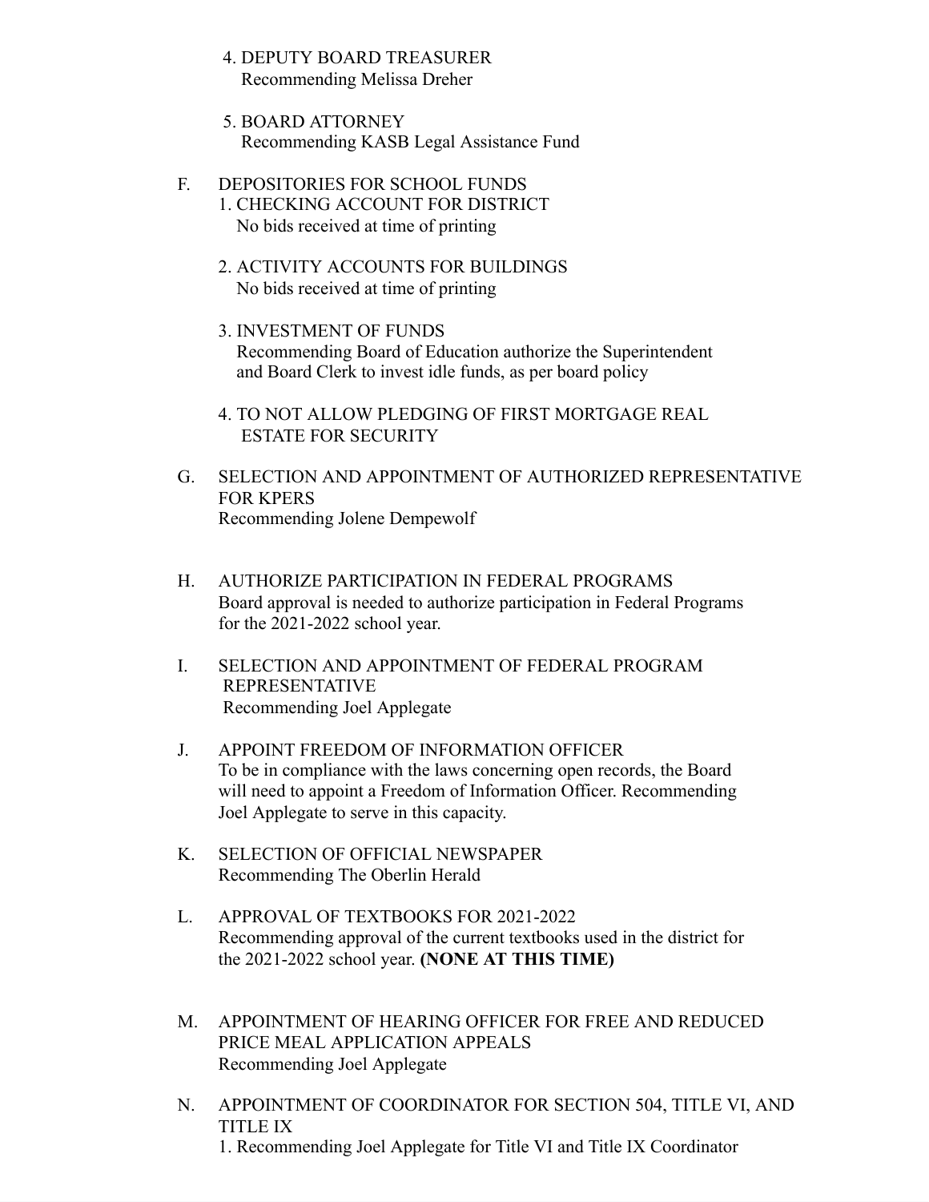4. DEPUTY BOARD TREASURER
   Recommending Melissa Dreher

5. BOARD ATTORNEY
   Recommending KASB Legal Assistance Fund

F. DEPOSITORIES FOR SCHOOL FUNDS
   1. CHECKING ACCOUNT FOR DISTRICT
      No bids received at time of printing

   2. ACTIVITY ACCOUNTS FOR BUILDINGS
      No bids received at time of printing

   3. INVESTMENT OF FUNDS
      Recommending Board of Education authorize the Superintendent and Board Clerk to invest idle funds, as per board policy

   4. TO NOT ALLOW PLEDGING OF FIRST MORTGAGE REAL ESTATE FOR SECURITY

G. SELECTION AND APPOINTMENT OF AUTHORIZED REPRESENTATIVE FOR KPERS
   Recommending Jolene Dempewolf

H. AUTHORIZE PARTICIPATION IN FEDERAL PROGRAMS
   Board approval is needed to authorize participation in Federal Programs for the 2021-2022 school year.

I. SELECTION AND APPOINTMENT OF FEDERAL PROGRAM REPRESENTATIVE
   Recommending Joel Applegate

J. APPOINT FREEDOM OF INFORMATION OFFICER
   To be in compliance with the laws concerning open records, the Board will need to appoint a Freedom of Information Officer. Recommending Joel Applegate to serve in this capacity.

K. SELECTION OF OFFICIAL NEWSPAPER
   Recommending The Oberlin Herald

L. APPROVAL OF TEXTBOOKS FOR 2021-2022
   Recommending approval of the current textbooks used in the district for the 2021-2022 school year. **(NONE AT THIS TIME)**

M. APPOINTMENT OF HEARING OFFICER FOR FREE AND REDUCED PRICE MEAL APPLICATION APPEALS
   Recommending Joel Applegate

N. APPOINTMENT OF COORDINATOR FOR SECTION 504, TITLE VI, AND TITLE IX
   1. Recommending Joel Applegate for Title VI and Title IX Coordinator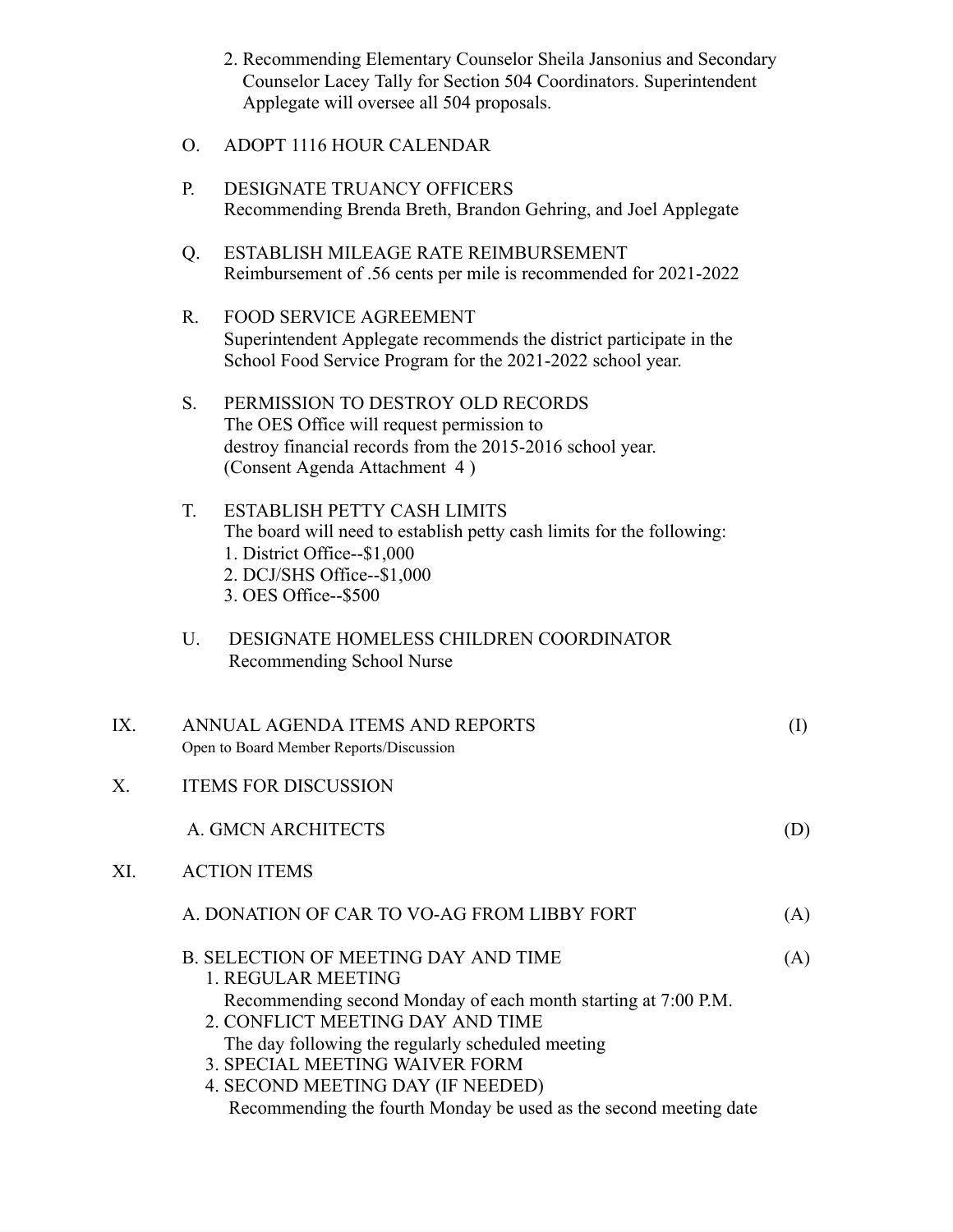2. Recommending Elementary Counselor Sheila Jansonius and Secondary Counselor Lacey Tally for Section 504 Coordinators. Superintendent Applegate will oversee all 504 proposals.

O. ADOPT 1116 HOUR CALENDAR

P. DESIGNATE TRUANCY OFFICERS
Recommending Brenda Breth, Brandon Gehring, and Joel Applegate

Q. ESTABLISH MILEAGE RATE REIMBURSEMENT
Reimbursement of .56 cents per mile is recommended for 2021-2022

R. FOOD SERVICE AGREEMENT
Superintendent Applegate recommends the district participate in the School Food Service Program for the 2021-2022 school year.

S. PERMISSION TO DESTROY OLD RECORDS
The OES Office will request permission to destroy financial records from the 2015-2016 school year. (Consent Agenda Attachment 4 )

T. ESTABLISH PETTY CASH LIMITS
The board will need to establish petty cash limits for the following:
1. District Office--$1,000
2. DCJ/SHS Office--$1,000
3. OES Office--$500

U. DESIGNATE HOMELESS CHILDREN COORDINATOR
Recommending School Nurse

IX. ANNUAL AGENDA ITEMS AND REPORTS (I)
Open to Board Member Reports/Discussion

X. ITEMS FOR DISCUSSION

A. GMCN ARCHITECTS (D)

XI. ACTION ITEMS

A. DONATION OF CAR TO VO-AG FROM LIBBY FORT (A)

B. SELECTION OF MEETING DAY AND TIME (A)
1. REGULAR MEETING
Recommending second Monday of each month starting at 7:00 P.M.
2. CONFLICT MEETING DAY AND TIME
The day following the regularly scheduled meeting
3. SPECIAL MEETING WAIVER FORM
4. SECOND MEETING DAY (IF NEEDED)
Recommending the fourth Monday be used as the second meeting date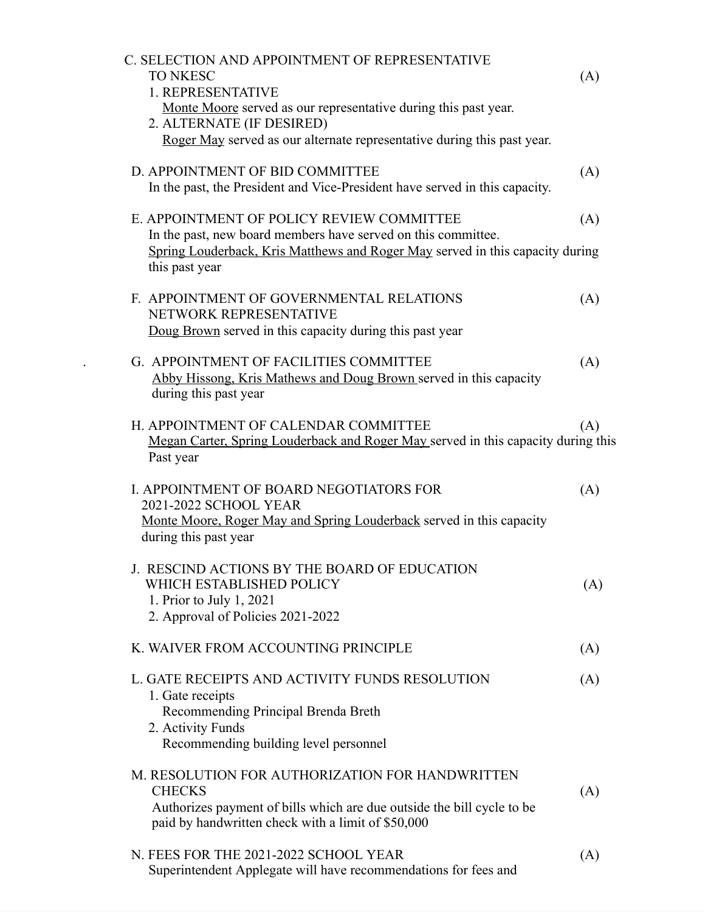C. SELECTION AND APPOINTMENT OF REPRESENTATIVE TO NKESC (A)

1. REPRESENTATIVE
   Monte Moore served as our representative during this past year.
2. ALTERNATE (IF DESIRED)
   Roger May served as our alternate representative during this past year.

D. APPOINTMENT OF BID COMMITTEE (A)

In the past, the President and Vice-President have served in this capacity.

E. APPOINTMENT OF POLICY REVIEW COMMITTEE (A)

In the past, new board members have served on this committee.
Spring Louderback, Kris Matthews and Roger May served in this capacity during this past year

F. APPOINTMENT OF GOVERNMENTAL RELATIONS NETWORK REPRESENTATIVE (A)

Doug Brown served in this capacity during this past year

G. APPOINTMENT OF FACILITIES COMMITTEE (A)

Abby Hissong, Kris Mathews and Doug Brown served in this capacity during this past year

H. APPOINTMENT OF CALENDAR COMMITTEE (A)

Megan Carter, Spring Louderback and Roger May served in this capacity during this Past year

I. APPOINTMENT OF BOARD NEGOTIATORS FOR 2021-2022 SCHOOL YEAR (A)

Monte Moore, Roger May and Spring Louderback served in this capacity during this past year

J. RESCIND ACTIONS BY THE BOARD OF EDUCATION WHICH ESTABLISHED POLICY (A)

1. Prior to July 1, 2021
2. Approval of Policies 2021-2022

K. WAIVER FROM ACCOUNTING PRINCIPLE (A)

L. GATE RECEIPTS AND ACTIVITY FUNDS RESOLUTION (A)

1. Gate receipts
   Recommending Principal Brenda Breth
2. Activity Funds
   Recommending building level personnel

M. RESOLUTION FOR AUTHORIZATION FOR HANDWRITTEN CHECKS (A)

Authorizes payment of bills which are due outside the bill cycle to be paid by handwritten check with a limit of $50,000

N. FEES FOR THE 2021-2022 SCHOOL YEAR (A)

Superintendent Applegate will have recommendations for fees and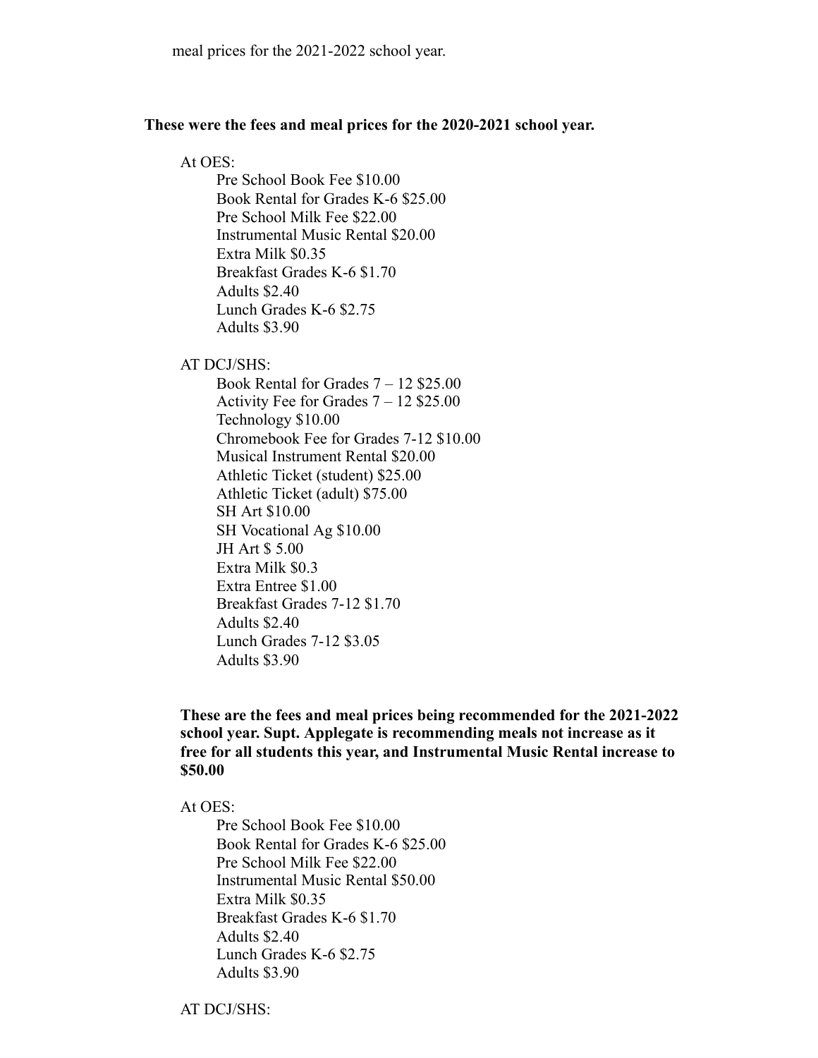meal prices for the 2021-2022 school year.

**These were the fees and meal prices for the 2020-2021 school year.**

At OES:

Pre School Book Fee $10.00
Book Rental for Grades K-6 $25.00
Pre School Milk Fee $22.00
Instrumental Music Rental $20.00
Extra Milk $0.35
Breakfast Grades K-6 $1.70
Adults $2.40
Lunch Grades K-6 $2.75
Adults $3.90

AT DCJ/SHS:

Book Rental for Grades 7 – 12 $25.00
Activity Fee for Grades 7 – 12 $25.00
Technology $10.00
Chromebook Fee for Grades 7-12 $10.00
Musical Instrument Rental $20.00
Athletic Ticket (student) $25.00
Athletic Ticket (adult) $75.00
SH Art $10.00
SH Vocational Ag $10.00
JH Art $ 5.00
Extra Milk $0.3
Extra Entree $1.00
Breakfast Grades 7-12 $1.70
Adults $2.40
Lunch Grades 7-12 $3.05
Adults $3.90

**These are the fees and meal prices being recommended for the 2021-2022 school year. Supt. Applegate is recommending meals not increase as it free for all students this year, and Instrumental Music Rental increase to $50.00**

At OES:

Pre School Book Fee $10.00
Book Rental for Grades K-6 $25.00
Pre School Milk Fee $22.00
Instrumental Music Rental $50.00
Extra Milk $0.35
Breakfast Grades K-6 $1.70
Adults $2.40
Lunch Grades K-6 $2.75
Adults $3.90

AT DCJ/SHS: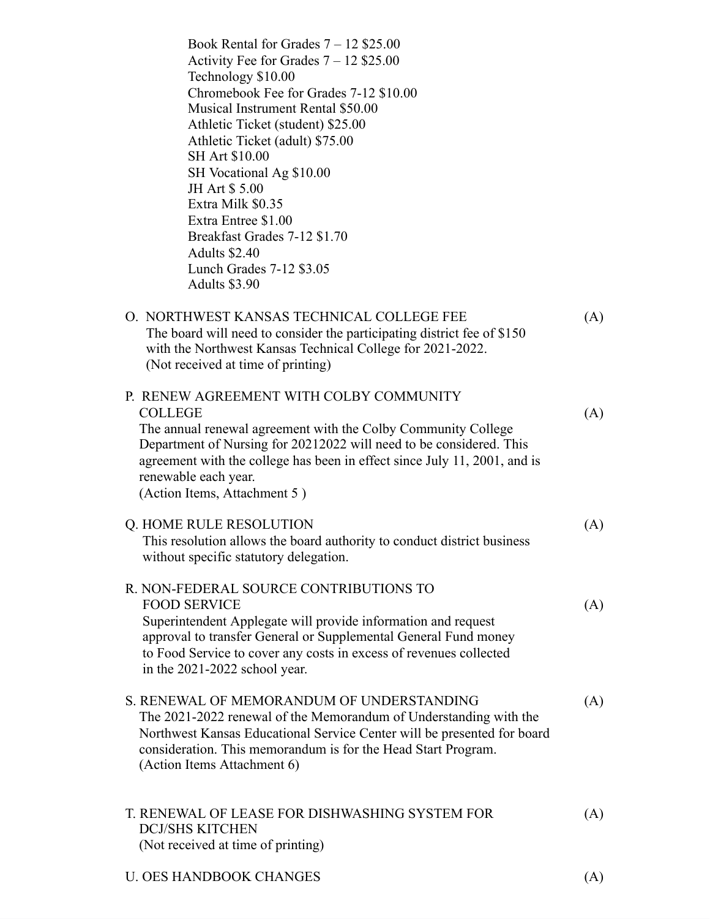Book Rental for Grades 7 – 12 $25.00
Activity Fee for Grades 7 – 12 $25.00
Technology $10.00
Chromebook Fee for Grades 7-12 $10.00
Musical Instrument Rental $50.00
Athletic Ticket (student) $25.00
Athletic Ticket (adult) $75.00
SH Art $10.00
SH Vocational Ag $10.00
JH Art $ 5.00
Extra Milk $0.35
Extra Entree $1.00
Breakfast Grades 7-12 $1.70
Adults $2.40
Lunch Grades 7-12 $3.05
Adults $3.90

O. NORTHWEST KANSAS TECHNICAL COLLEGE FEE (A)

The board will need to consider the participating district fee of $150 with the Northwest Kansas Technical College for 2021-2022.
(Not received at time of printing)

P. RENEW AGREEMENT WITH COLBY COMMUNITY COLLEGE (A)

The annual renewal agreement with the Colby Community College Department of Nursing for 20212022 will need to be considered. This agreement with the college has been in effect since July 11, 2001, and is renewable each year.
(Action Items, Attachment 5 )

Q. HOME RULE RESOLUTION (A)

This resolution allows the board authority to conduct district business without specific statutory delegation.

R. NON-FEDERAL SOURCE CONTRIBUTIONS TO FOOD SERVICE (A)

Superintendent Applegate will provide information and request approval to transfer General or Supplemental General Fund money to Food Service to cover any costs in excess of revenues collected in the 2021-2022 school year.

S. RENEWAL OF MEMORANDUM OF UNDERSTANDING (A)

The 2021-2022 renewal of the Memorandum of Understanding with the Northwest Kansas Educational Service Center will be presented for board consideration. This memorandum is for the Head Start Program.
(Action Items Attachment 6)

T. RENEWAL OF LEASE FOR DISHWASHING SYSTEM FOR DCJ/SHS KITCHEN (A)

(Not received at time of printing)

U. OES HANDBOOK CHANGES (A)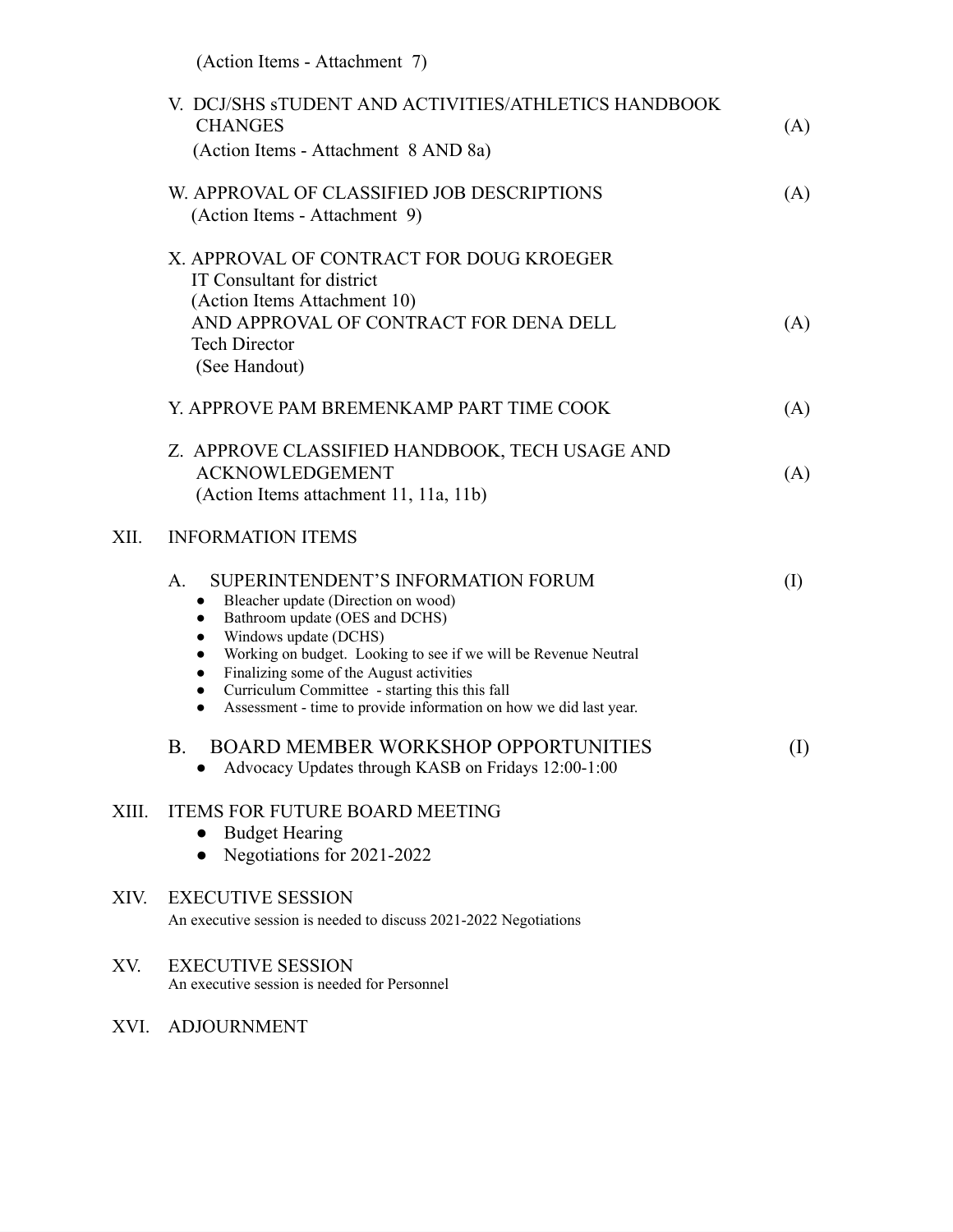(Action Items - Attachment 7)

V. DCJ/SHS sTUDENT AND ACTIVITIES/ATHLETICS HANDBOOK CHANGES (A)
(Action Items - Attachment 8 AND 8a)

W. APPROVAL OF CLASSIFIED JOB DESCRIPTIONS (A)
(Action Items - Attachment 9)

X. APPROVAL OF CONTRACT FOR DOUG KROEGER
IT Consultant for district
(Action Items Attachment 10)
AND APPROVAL OF CONTRACT FOR DENA DELL (A)
Tech Director
(See Handout)

Y. APPROVE PAM BREMENKAMP PART TIME COOK (A)

Z. APPROVE CLASSIFIED HANDBOOK, TECH USAGE AND ACKNOWLEDGEMENT (A)
(Action Items attachment 11, 11a, 11b)

XII. INFORMATION ITEMS

A. SUPERINTENDENT'S INFORMATION FORUM (I)
- Bleacher update (Direction on wood)
- Bathroom update (OES and DCHS)
- Windows update (DCHS)
- Working on budget. Looking to see if we will be Revenue Neutral
- Finalizing some of the August activities
- Curriculum Committee - starting this this fall
- Assessment - time to provide information on how we did last year.

B. BOARD MEMBER WORKSHOP OPPORTUNITIES (I)
- Advocacy Updates through KASB on Fridays 12:00-1:00

XIII. ITEMS FOR FUTURE BOARD MEETING
- Budget Hearing
- Negotiations for 2021-2022

XIV. EXECUTIVE SESSION
An executive session is needed to discuss 2021-2022 Negotiations

XV. EXECUTIVE SESSION
An executive session is needed for Personnel

XVI. ADJOURNMENT